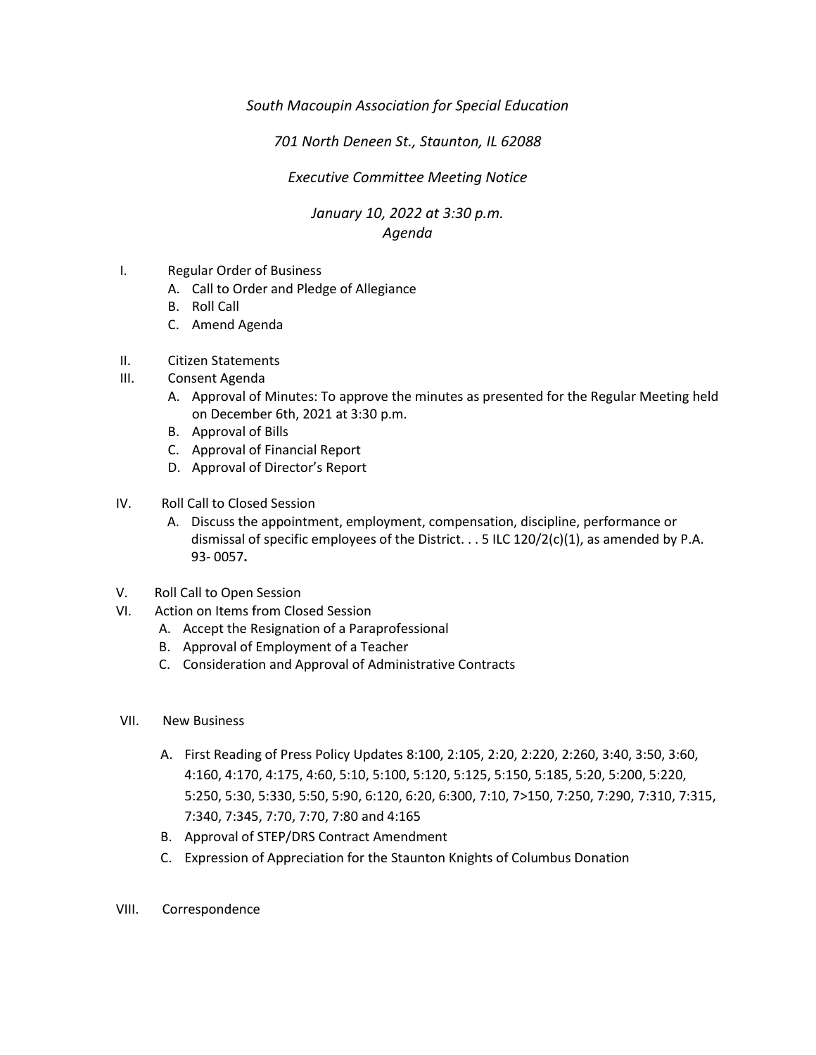*South Macoupin Association for Special Education*

*701 North Deneen St., Staunton, IL 62088*

*Executive Committee Meeting Notice*

*January 10, 2022 at 3:30 p.m.*
*Agenda*

I. Regular Order of Business
   - A. Call to Order and Pledge of Allegiance
   - B. Roll Call
   - C. Amend Agenda

II. Citizen Statements

III. Consent Agenda
   - A. Approval of Minutes: To approve the minutes as presented for the Regular Meeting held on December 6th, 2021 at 3:30 p.m.
   - B. Approval of Bills
   - C. Approval of Financial Report
   - D. Approval of Director's Report

IV. Roll Call to Closed Session
   - A. Discuss the appointment, employment, compensation, discipline, performance or dismissal of specific employees of the District. . . 5 ILC 120/2(c)(1), as amended by P.A. 93- 0057**.**

V. Roll Call to Open Session

VI. Action on Items from Closed Session
   - A. Accept the Resignation of a Paraprofessional
   - B. Approval of Employment of a Teacher
   - C. Consideration and Approval of Administrative Contracts

VII. New Business
   - A. First Reading of Press Policy Updates 8:100, 2:105, 2:20, 2:220, 2:260, 3:40, 3:50, 3:60, 4:160, 4:170, 4:175, 4:60, 5:10, 5:100, 5:120, 5:125, 5:150, 5:185, 5:20, 5:200, 5:220, 5:250, 5:30, 5:330, 5:50, 5:90, 6:120, 6:20, 6:300, 7:10, 7>150, 7:250, 7:290, 7:310, 7:315, 7:340, 7:345, 7:70, 7:70, 7:80 and 4:165
   - B. Approval of STEP/DRS Contract Amendment
   - C. Expression of Appreciation for the Staunton Knights of Columbus Donation

VIII. Correspondence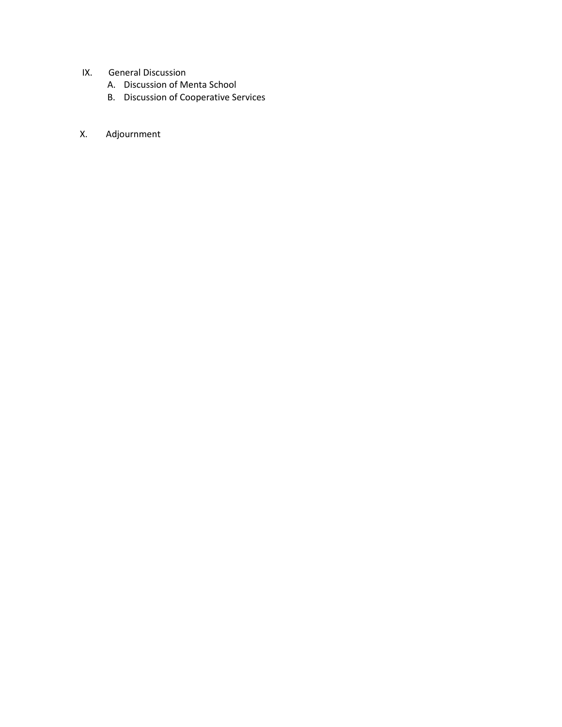IX. General Discussion
   A. Discussion of Menta School
   B. Discussion of Cooperative Services

X. Adjournment